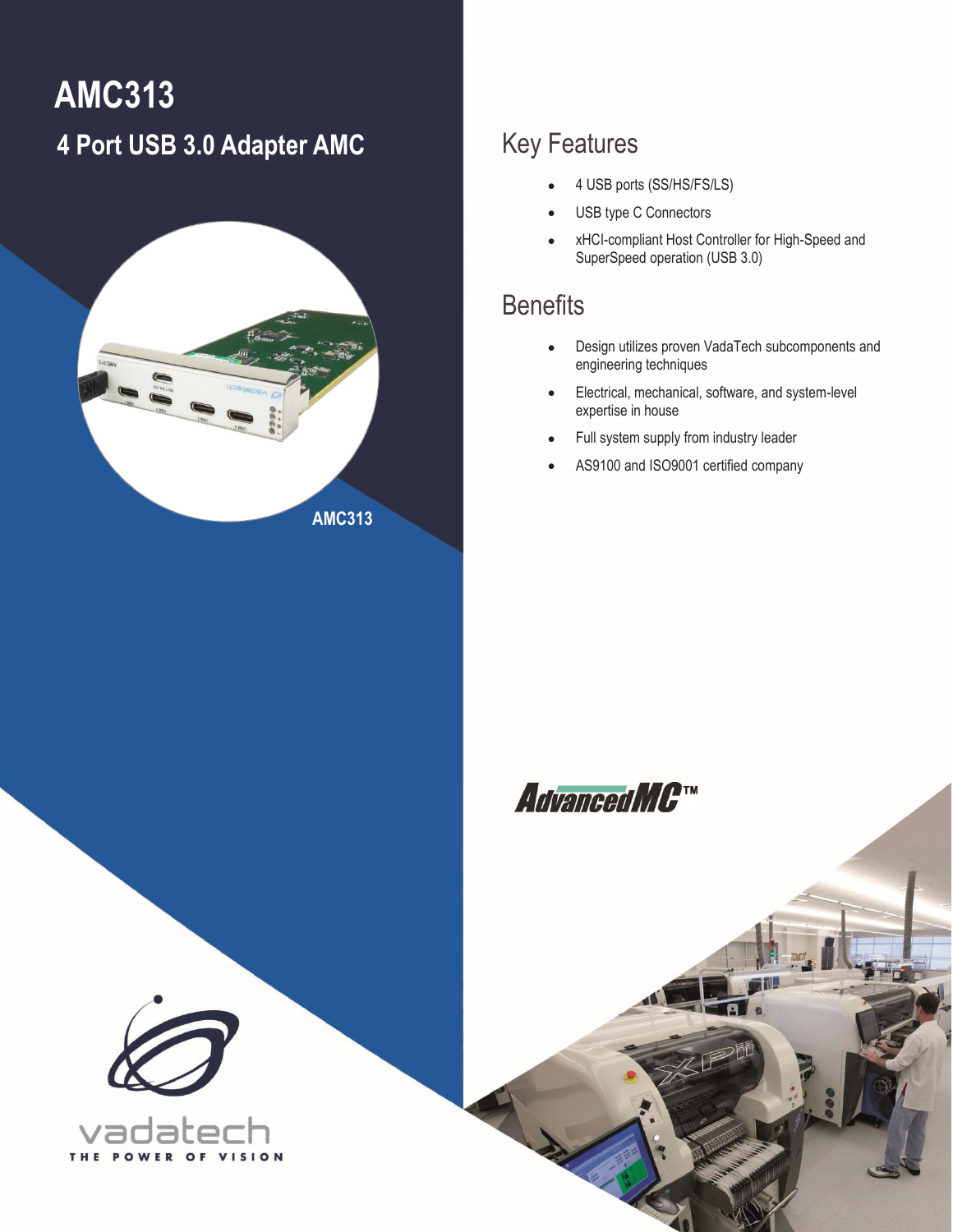# AMC313

## 4 Port USB 3.0 Adapter AMC

AMC313

## Key Features

- 4 USB ports (SS/HS/FS/LS)
- USB type C Connectors
- xHCI-compliant Host Controller for High-Speed and SuperSpeed operation (USB 3.0)

## Benefits

- Design utilizes proven VadaTech subcomponents and engineering techniques
- Electrical, mechanical, software, and system-level expertise in house
- Full system supply from industry leader
- AS9100 and ISO9001 certified company

AdvancedMC™

vadatech

THE POWER OF VISION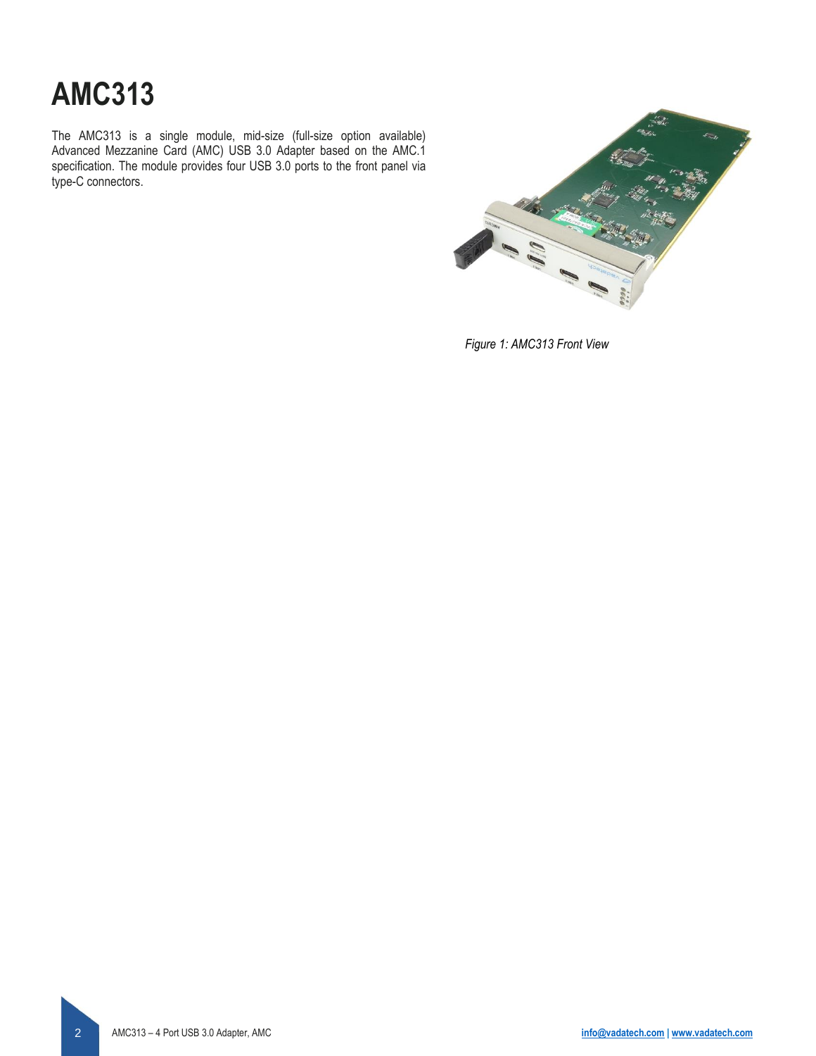# AMC313

The AMC313 is a single module, mid-size (full-size option available) Advanced Mezzanine Card (AMC) USB 3.0 Adapter based on the AMC.1 specification. The module provides four USB 3.0 ports to the front panel via type-C connectors.

*Figure 1: AMC313 Front View*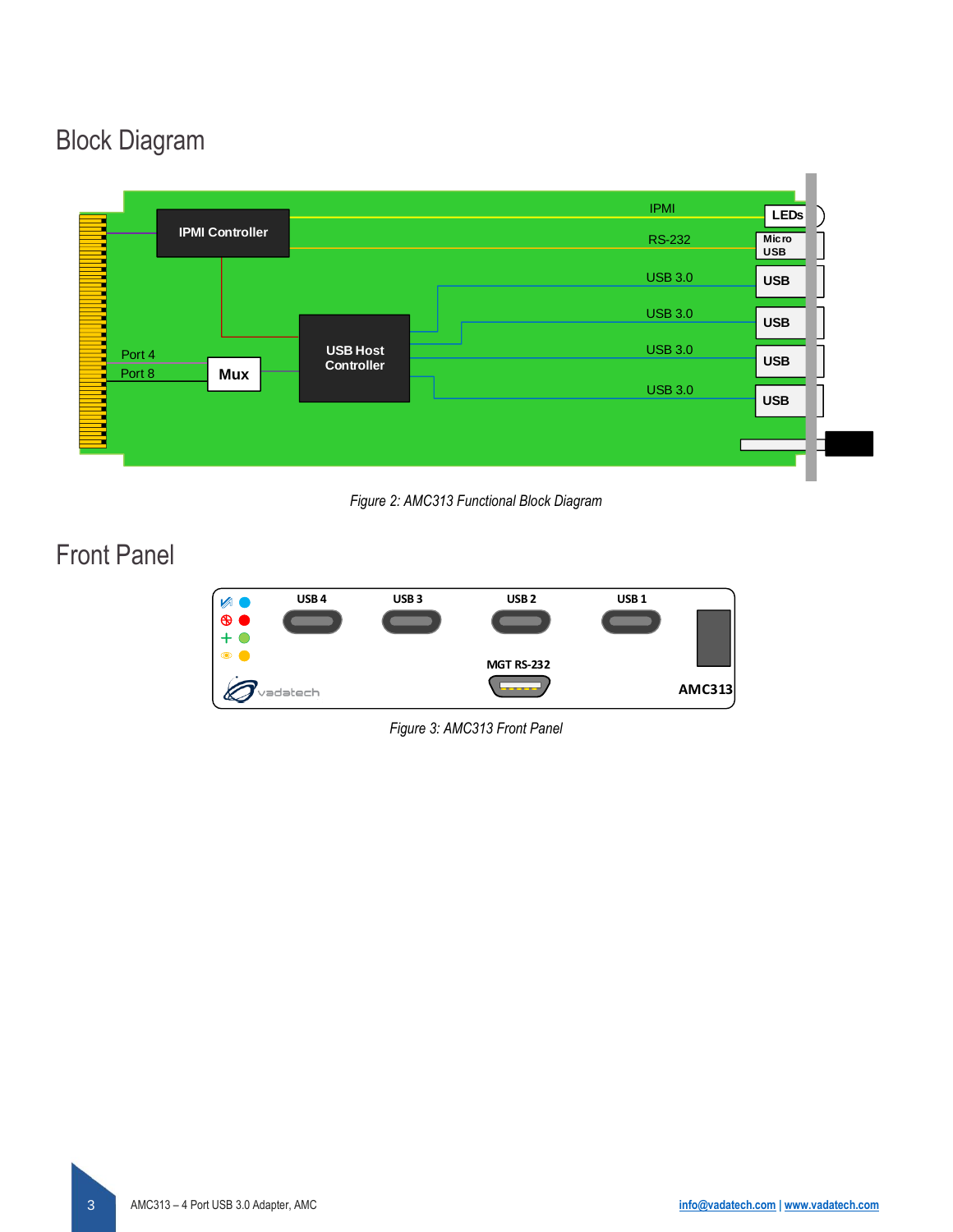## Block Diagram

*Figure 2: AMC313 Functional Block Diagram*

## Front Panel

*Figure 3: AMC313 Front Panel*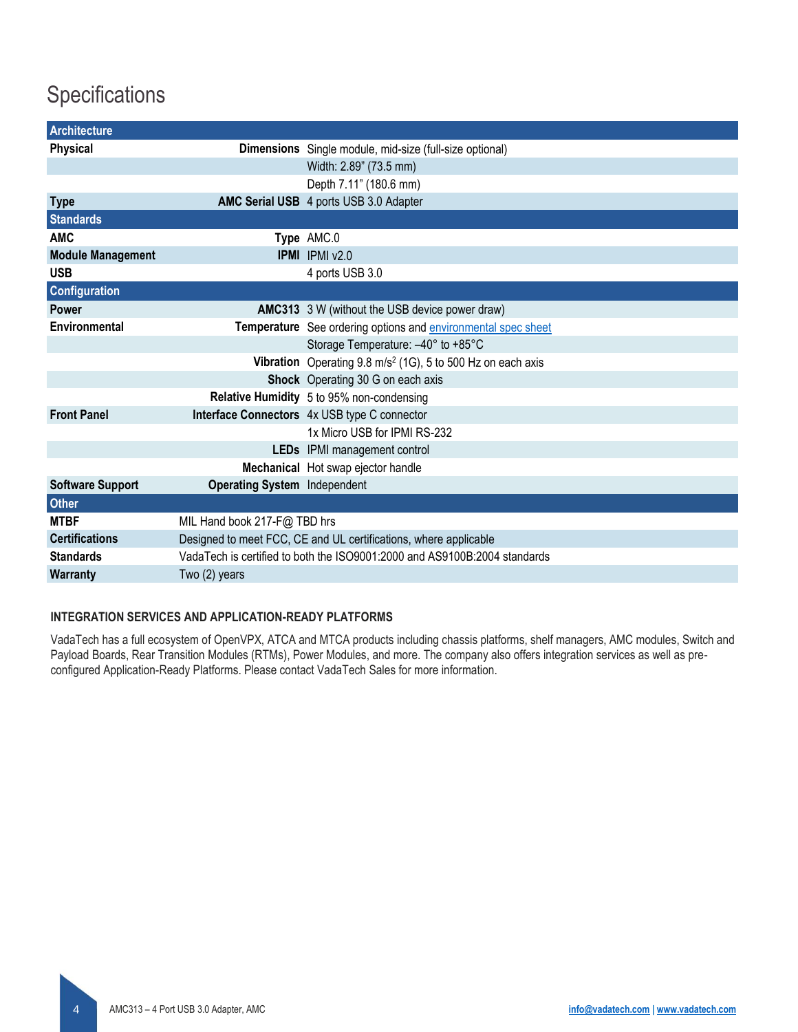## Specifications

| Architecture | | |
|---|---|---|
| **Physical** | **Dimensions** | Single module, mid-size (full-size optional) |
| | | Width: 2.89" (73.5 mm) |
| | | Depth 7.11" (180.6 mm) |
| **Type** | **AMC Serial USB** | 4 ports USB 3.0 Adapter |
| **Standards** | | |
| **AMC** | **Type** | AMC.0 |
| **Module Management** | **IPMI** | IPMI v2.0 |
| **USB** | | 4 ports USB 3.0 |
| **Configuration** | | |
| **Power** | **AMC313** | 3 W (without the USB device power draw) |
| **Environmental** | **Temperature** | See ordering options and environmental spec sheet |
| | | Storage Temperature: –40° to +85°C |
| | **Vibration** | Operating 9.8 m/s² (1G), 5 to 500 Hz on each axis |
| | **Shock** | Operating 30 G on each axis |
| | **Relative Humidity** | 5 to 95% non-condensing |
| **Front Panel** | **Interface Connectors** | 4x USB type C connector |
| | | 1x Micro USB for IPMI RS-232 |
| | **LEDs** | IPMI management control |
| | **Mechanical** | Hot swap ejector handle |
| **Software Support** | **Operating System** | Independent |
| **Other** | | |
| **MTBF** | MIL Hand book 217-F@ TBD hrs | |
| **Certifications** | Designed to meet FCC, CE and UL certifications, where applicable | |
| **Standards** | VadaTech is certified to both the ISO9001:2000 and AS9100B:2004 standards | |
| **Warranty** | Two (2) years | |

### INTEGRATION SERVICES AND APPLICATION-READY PLATFORMS

VadaTech has a full ecosystem of OpenVPX, ATCA and MTCA products including chassis platforms, shelf managers, AMC modules, Switch and Payload Boards, Rear Transition Modules (RTMs), Power Modules, and more. The company also offers integration services as well as pre-configured Application-Ready Platforms. Please contact VadaTech Sales for more information.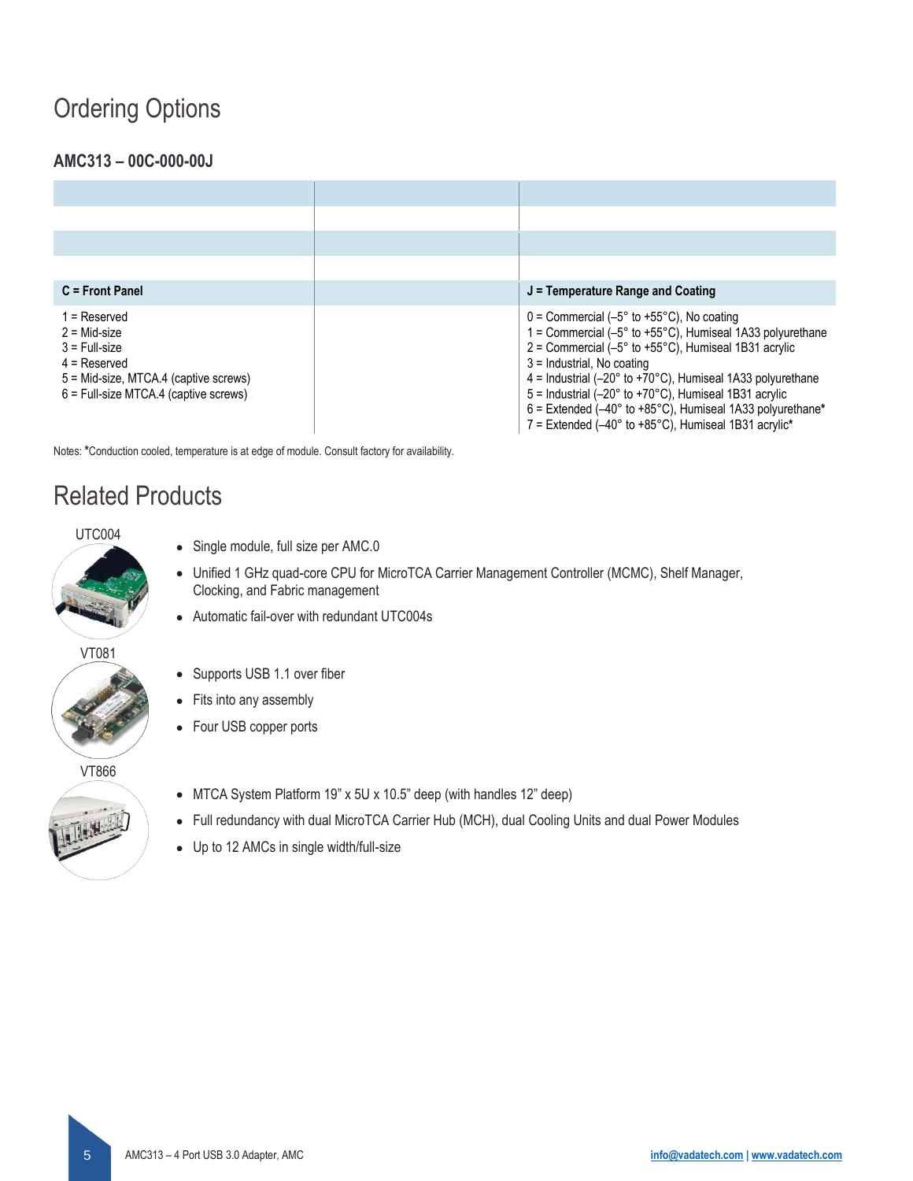## Ordering Options

### AMC313 – 00C-000-00J

| C = Front Panel | | J = Temperature Range and Coating |
|---|---|---|
| 1 = Reserved<br>2 = Mid-size<br>3 = Full-size<br>4 = Reserved<br>5 = Mid-size, MTCA.4 (captive screws)<br>6 = Full-size MTCA.4 (captive screws) | | 0 = Commercial (–5° to +55°C), No coating<br>1 = Commercial (–5° to +55°C), Humiseal 1A33 polyurethane<br>2 = Commercial (–5° to +55°C), Humiseal 1B31 acrylic<br>3 = Industrial, No coating<br>4 = Industrial (–20° to +70°C), Humiseal 1A33 polyurethane<br>5 = Industrial (–20° to +70°C), Humiseal 1B31 acrylic<br>6 = Extended (–40° to +85°C), Humiseal 1A33 polyurethane*<br>7 = Extended (–40° to +85°C), Humiseal 1B31 acrylic* |

Notes: *Conduction cooled, temperature is at edge of module. Consult factory for availability.

## Related Products

**UTC004**

- Single module, full size per AMC.0
- Unified 1 GHz quad-core CPU for MicroTCA Carrier Management Controller (MCMC), Shelf Manager, Clocking, and Fabric management
- Automatic fail-over with redundant UTC004s

**VT081**

- Supports USB 1.1 over fiber
- Fits into any assembly
- Four USB copper ports

**VT866**

- MTCA System Platform 19" x 5U x 10.5" deep (with handles 12" deep)
- Full redundancy with dual MicroTCA Carrier Hub (MCH), dual Cooling Units and dual Power Modules
- Up to 12 AMCs in single width/full-size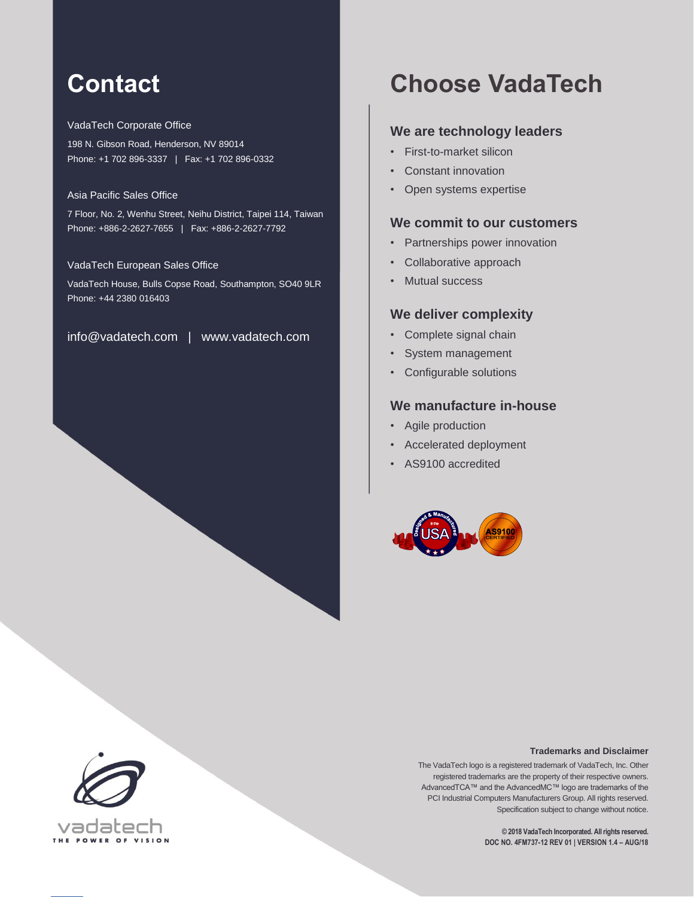# Contact

VadaTech Corporate Office

198 N. Gibson Road, Henderson, NV 89014
Phone: +1 702 896-3337 | Fax: +1 702 896-0332

Asia Pacific Sales Office

7 Floor, No. 2, Wenhu Street, Neihu District, Taipei 114, Taiwan
Phone: +886-2-2627-7655 | Fax: +886-2-2627-7792

VadaTech European Sales Office

VadaTech House, Bulls Copse Road, Southampton, SO40 9LR
Phone: +44 2380 016403

info@vadatech.com | www.vadatech.com

# Choose VadaTech

### We are technology leaders

- First-to-market silicon
- Constant innovation
- Open systems expertise

### We commit to our customers

- Partnerships power innovation
- Collaborative approach
- Mutual success

### We deliver complexity

- Complete signal chain
- System management
- Configurable solutions

### We manufacture in-house

- Agile production
- Accelerated deployment
- AS9100 accredited

Designed & Manufactured in the USA

AS9100 CERTIFIED

vadatech
THE POWER OF VISION

**Trademarks and Disclaimer**

The VadaTech logo is a registered trademark of VadaTech, Inc. Other registered trademarks are the property of their respective owners. AdvancedTCA™ and the AdvancedMC™ logo are trademarks of the PCI Industrial Computers Manufacturers Group. All rights reserved. Specification subject to change without notice.

**© 2018 VadaTech Incorporated. All rights reserved.**
**DOC NO. 4FM737-12 REV 01 | VERSION 1.4 – AUG/18**